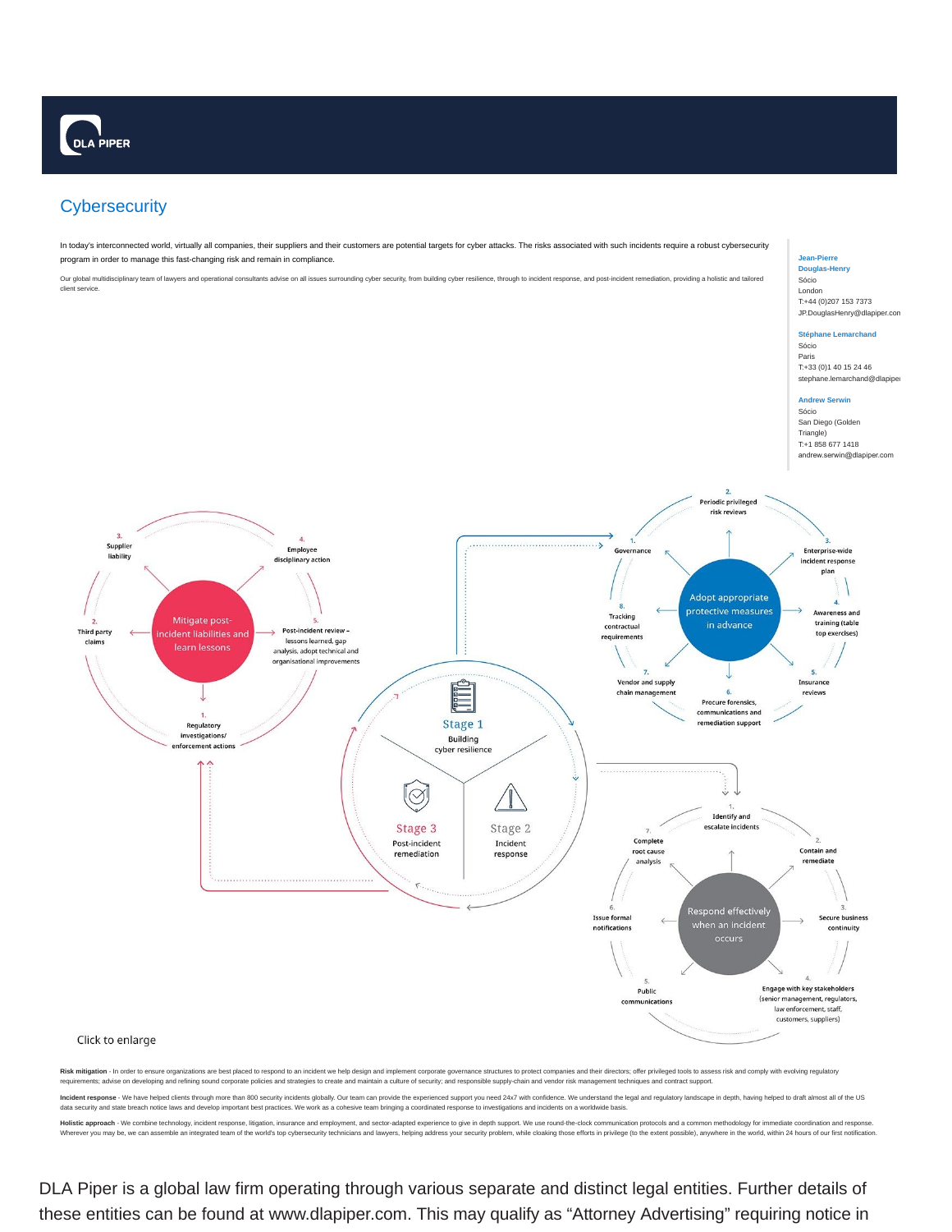DLA PIPER

# Cybersecurity

In today's interconnected world, virtually all companies, their suppliers and their customers are potential targets for cyber attacks. The risks associated with such incidents require a robust cybersecurity program in order to manage this fast-changing risk and remain in compliance.

Our global multidisciplinary team of lawyers and operational consultants advise on all issues surrounding cyber security, from building cyber resilience, through to incident response, and post-incident remediation, providing a holistic and tailored client service.

**Jean-Pierre Douglas-Henry**
Sócio
London
T:+44 (0)207 153 7373
JP.DouglasHenry@dlapiper.com

**Stéphane Lemarchand**
Sócio
Paris
T:+33 (0)1 40 15 24 46
stephane.lemarchand@dlapiper

**Andrew Serwin**
Sócio
San Diego (Golden Triangle)
T:+1 858 677 1418
andrew.serwin@dlapiper.com

**Stage 1** – Building cyber resilience

**Stage 2** – Incident response

**Stage 3** – Post-incident remediation

**Adopt appropriate protective measures in advance**

1. Governance
2. Periodic privileged risk reviews
3. Enterprise-wide incident response plan
4. Awareness and training (table top exercises)
5. Insurance reviews
6. Procure forensics, communications and remediation support
7. Vendor and supply chain management
8. Tracking contractual requirements

**Respond effectively when an incident occurs**

1. Identify and escalate incidents
2. Contain and remediate
3. Secure business continuity
4. Engage with key stakeholders (senior management, regulators, law enforcement, staff, customers, suppliers)
5. Public communications
6. Issue formal notifications
7. Complete root cause analysis

**Mitigate post-incident liabilities and learn lessons**

1. Regulatory investigations/ enforcement actions
2. Third party claims
3. Supplier liability
4. Employee disciplinary action
5. Post-incident review – lessons learned, gap analysis, adopt technical and organisational improvements

Click to enlarge

**Risk mitigation** - In order to ensure organizations are best placed to respond to an incident we help design and implement corporate governance structures to protect companies and their directors; offer privileged tools to assess risk and comply with evolving regulatory requirements; advise on developing and refining sound corporate policies and strategies to create and maintain a culture of security; and represent supply-chain and vendor risk management techniques and contract support.

**Incident response** - We have helped clients through more than 800 security incidents globally. Our team can provide the experienced support you need 24x7 with confidence. We understand the legal and regulatory landscape in depth, having helped to draft almost all of the US data security and state breach notice laws and develop important best practices. We work as a cohesive team bringing a coordinated response to investigations and incidents on a worldwide basis.

**Holistic approach** - We combine technology, incident response, litigation, insurance and employment, and sector-adapted experience to give in depth support. We use round-the-clock communication protocols and a common methodology for immediate coordination and response. Wherever you may be, we can assemble an integrated team of the world's top cybersecurity technicians and lawyers, helping address your security problem, while cloaking those efforts in privilege (to the extent possible), anywhere in the world, within 24 hours of our first notification.

DLA Piper is a global law firm operating through various separate and distinct legal entities. Further details of these entities can be found at www.dlapiper.com. This may qualify as "Attorney Advertising" requiring notice in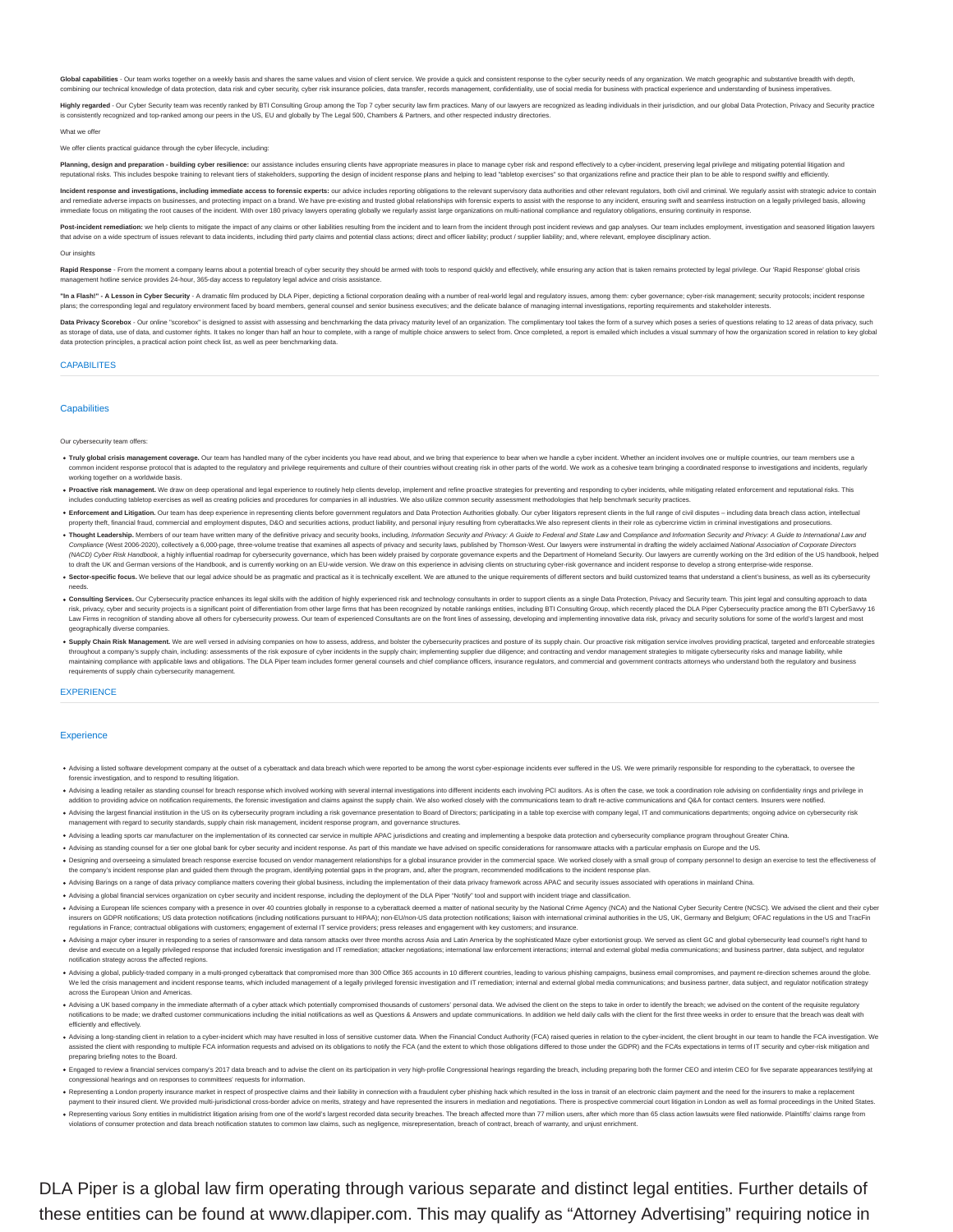**Global capabilities** - Our team works together on a weekly basis and shares the same values and vision of client service. We provide a quick and consistent response to the cyber security needs of any organization. We match geographic and substantive breadth with depth, combining our technical knowledge of data protection, data risk and cyber security, cyber risk insurance policies, data transfer, records management, confidentiality, use of social media for business with practical experience and understanding of business imperatives.

**Highly regarded** - Our Cyber Security team was recently ranked by BTI Consulting Group among the Top 7 cyber security law firm practices. Many of our lawyers are recognized as leading individuals in their jurisdiction, and our global Data Protection, Privacy and Security practice is consistently recognized and top-ranked among our peers in the US, EU and globally by The Legal 500, Chambers & Partners, and other respected industry directories.

What we offer

We offer clients practical guidance through the cyber lifecycle, including:

**Planning, design and preparation - building cyber resilience:** our assistance includes ensuring clients have appropriate measures in place to manage cyber risk and respond effectively to a cyber-incident, preserving legal privilege and mitigating potential litigation and reputational risks. This includes bespoke training to relevant tiers of stakeholders, supporting the design of incident response plans and helping to lead "tabletop exercises" so that organizations refine and practice their plan to be able to respond swiftly and efficiently.

**Incident response and investigations, including immediate access to forensic experts:** our advice includes reporting obligations to the relevant supervisory data authorities and other relevant regulators, both civil and criminal. We regularly assist with strategic advice to contain and remediate adverse impacts on businesses, and protecting impact on a brand. We have pre-existing and trusted global relationships with forensic experts to assist with the response to any incident, ensuring swift and seamless instruction on a legally privileged basis, allowing immediate focus on mitigating the root causes of the incident. With over 180 privacy lawyers operating globally we regularly assist large organizations on multi-national compliance and regulatory obligations, ensuring continuity in response.

**Post-incident remediation:** we help clients to mitigate the impact of any claims or other liabilities resulting from the incident and to learn from the incident through post incident reviews and gap analyses. Our team includes employment, investigation and seasoned litigation lawyers that advise on a wide spectrum of issues relevant to data incidents, including third party claims and potential class actions; direct and officer liability; product / supplier liability; and, where relevant, employee disciplinary action.

Our insights

**Rapid Response** - From the moment a company learns about a potential breach of cyber security they should be armed with tools to respond quickly and effectively, while ensuring any action that is taken remains protected by legal privilege. Our 'Rapid Response' global crisis management hotline service provides 24-hour, 365-day access to regulatory legal advice and crisis assistance.

**"In a Flash!" - A Lesson in Cyber Security** - A dramatic film produced by DLA Piper, depicting a fictional corporation dealing with a number of real-world legal and regulatory issues, among them: cyber governance; cyber-risk management; security protocols; incident response plans; the corresponding legal and regulatory environment faced by board members, general counsel and senior business executives; and the delicate balance of managing internal investigations, reporting requirements and stakeholder interests.

**Data Privacy Scorebox** - Our online "scorebox" is designed to assist with assessing and benchmarking the data privacy maturity level of an organization. The complimentary tool takes the form of a survey which poses a series of questions relating to 12 areas of data privacy, such as storage of data, use of data, and customer rights. It takes no longer than half an hour to complete, with a range of multiple choice answers to select from. Once completed, a report is emailed which includes a visual summary of how the organization scored in relation to key global data protection principles, a practical action point check list, as well as peer benchmarking data.

## CAPABILITES

### Capabilities

Our cybersecurity team offers:

- **Truly global crisis management coverage.** Our team has handled many of the cyber incidents you have read about, and we bring that experience to bear when we handle a cyber incident. Whether an incident involves one or multiple countries, our team members use a common incident response protocol that is adapted to the regulatory and privilege requirements and culture of their countries without creating risk in other parts of the world. We work as a cohesive team bringing a coordinated response to investigations and incidents, regularly working together on a worldwide basis.
- **Proactive risk management.** We draw on deep operational and legal experience to routinely help clients develop, implement and refine proactive strategies for preventing and responding to cyber incidents, while mitigating related enforcement and reputational risks. This includes conducting tabletop exercises as well as creating policies and procedures for companies in all industries. We also utilize common security assessment methodologies that help benchmark security practices.
- **Enforcement and Litigation.** Our team has deep experience in representing clients before government regulators and Data Protection Authorities globally. Our cyber litigators represent clients in the full range of civil disputes – including data breach class action, intellectual property theft, financial fraud, commercial and employment disputes, D&O and securities actions, product liability, and personal injury resulting from cyberattacks.We also represent clients in their role as cybercrime victim in criminal investigations and prosecutions.
- **Thought Leadership.** Members of our team have written many of the definitive privacy and security books, including, *Information Security and Privacy: A Guide to Federal and State Law* and *Compliance and Information Security and Privacy: A Guide to International Law and Compliance* (West 2006-2020), collectively a 6,000-page, three-volume treatise that examines all aspects of privacy and security laws, published by Thomson-West. Our lawyers were instrumental in drafting the widely acclaimed *National Association of Corporate Directors (NACD) Cyber Risk Handbook*, a highly influential roadmap for cybersecurity governance, which has been widely praised by corporate governance experts and the Department of Homeland Security. Our lawyers are currently working on the 3rd edition of the US handbook, helped to draft the UK and German versions of the Handbook, and is currently working on an EU-wide version. We draw on this experience in advising clients on structuring cyber-risk governance and incident response to develop a strong enterprise-wide response.
- **Sector-specific focus.** We believe that our legal advice should be as pragmatic and practical as it is technically excellent. We are attuned to the unique requirements of different sectors and build customized teams that understand a client's business, as well as its cybersecurity needs.
- **Consulting Services.** Our Cybersecurity practice enhances its legal skills with the addition of highly experienced risk and technology consultants in order to support clients as a single Data Protection, Privacy and Security team. This joint legal and consulting approach to data risk, privacy, cyber and security projects is a significant point of differentiation from other large firms that has been recognized by notable rankings entities, including BTI Consulting Group, which recently placed the DLA Piper Cybersecurity practice among the BTI CyberSavvy 16 Law Firms in recognition of standing above all others for cybersecurity prowess. Our team of experienced Consultants are on the front lines of assessing, developing and implementing innovative data risk, privacy and security solutions for some of the world's largest and most geographically diverse companies.
- **Supply Chain Risk Management.** We are well versed in advising companies on how to assess, address, and bolster the cybersecurity practices and posture of its supply chain. Our proactive risk mitigation service involves providing practical, targeted and enforceable strategies throughout a company's supply chain, including: assessments of the risk exposure of cyber incidents in the supply chain; implementing supplier due diligence; and contracting and vendor management strategies to mitigate cybersecurity risks and manage liability, while maintaining compliance with applicable laws and obligations. The DLA Piper team includes former general counsels and chief compliance officers, insurance regulators, and commercial and government contracts attorneys who understand both the regulatory and business requirements of supply chain cybersecurity management.

## EXPERIENCE

### Experience

- Advising a listed software development company at the outset of a cyberattack and data breach which were reported to be among the worst cyber-espionage incidents ever suffered in the US. We were primarily responsible for responding to the cyberattack, to oversee the forensic investigation, and to respond to resulting litigation.
- Advising a leading retailer as standing counsel for breach response which involved working with several internal investigations into different incidents each involving PCI auditors. As is often the case, we took a coordination role advising on confidentiality rings and privilege in addition to providing advice on notification requirements, the forensic investigation and claims against the supply chain. We also worked closely with the communications team to draft re-active communications and Q&A for contact centers. Insurers were notified.
- Advising the largest financial institution in the US on its cybersecurity program including a risk governance presentation to Board of Directors; participating in a table top exercise with company legal, IT and communications departments; ongoing advice on cybersecurity risk management with regard to security standards, supply chain risk management, incident response program, and governance structures.
- Advising a leading sports car manufacturer on the implementation of its connected car service in multiple APAC jurisdictions and creating and implementing a bespoke data protection and cybersecurity compliance program throughout Greater China.
- Advising as standing counsel for a tier one global bank for cyber security and incident response. As part of this mandate we have advised on specific considerations for ransomware attacks with a particular emphasis on Europe and the US.
- Designing and overseeing a simulated breach response exercise focused on vendor management relationships for a global insurance provider in the commercial space. We worked closely with a small group of company personnel to design an exercise to test the effectiveness of the company's incident response plan and guided them through the program, identifying potential gaps in the program, and, after the program, recommended modifications to the incident response plan.
- Advising Barings on a range of data privacy compliance matters covering their global business, including the implementation of their data privacy framework across APAC and security issues associated with operations in mainland China.
- Advising a global financial services organization on cyber security and incident response, including the deployment of the DLA Piper "Notify" tool and support with incident triage and classification.
- Advising a European life sciences company with a presence in over 40 countries globally in response to a cyberattack deemed a matter of national security by the National Crime Agency (NCA) and the National Cyber Security Centre (NCSC). We advised the client and their cyber insurers on GDPR notifications; US data protection notifications (including notifications pursuant to HIPAA); non-EU/non-US data protection notifications; liaison with international criminal authorities in the US, UK, Germany and Belgium; OFAC regulations in the US and TracFin regulations in France; contractual obligations with customers; engagement of external IT service providers; press releases and engagement with key customers; and insurance.
- Advising a major cyber insurer in responding to a series of ransomware and data ransom attacks over three months across Asia and Latin America by the sophisticated Maze cyber extortionist group. We served as client GC and global cybersecurity lead counsel's right hand to devise and execute on a legally privileged response that included forensic investigation and IT remediation; attacker negotiations; international law enforcement interactions; internal and external global media communications; and business partner, data subject, and regulator notification strategy across the affected regions.
- Advising a global, publicly-traded company in a multi-pronged cyberattack that compromised more than 300 Office 365 accounts in 10 different countries, leading to various phishing campaigns, business email compromises, and payment re-direction schemes around the globe. We led the crisis management and incident response teams, which included management of a legally privileged forensic investigation and IT remediation; internal and external global media communications; and business partner, data subject, and regulator notification strategy across the European Union and Americas.
- Advising a UK based company in the immediate aftermath of a cyber attack which potentially compromised thousands of customers' personal data. We advised the client on the steps to take in order to identify the breach; we advised on the content of the requisite regulatory notifications to be made; we drafted customer communications including the initial notifications as well as Questions & Answers and update communications. In addition we held daily calls with the client for the first three weeks in order to ensure that the breach was dealt with efficiently and effectively.
- Advising a long-standing client in relation to a cyber-incident which may have resulted in loss of sensitive customer data. When the Financial Conduct Authority (FCA) raised queries in relation to the cyber-incident, the client brought in our team to handle the FCA investigation. We assisted the client with responding to multiple FCA information requests and advised on its obligations to notify the FCA (and the extent to which those obligations differed to those under the GDPR) and the FCA's expectations in terms of IT security and cyber-risk mitigation and preparing briefing notes to the Board.
- Engaged to review a financial services company's 2017 data breach and to advise the client on its participation in very high-profile Congressional hearings regarding the breach, including preparing both the former CEO and interim CEO for five separate appearances testifying at congressional hearings and on responses to committees' requests for information.
- Representing a London property insurance market in respect of prospective claims and their liability in connection with a fraudulent cyber phishing hack which resulted in the loss in transit of an electronic claim payment and the need for the insurers to make a replacement payment to their insured client. We provided multi-jurisdictional cross-border advice on merits, strategy and have represented the insurers in mediation and negotiations. There is prospective commercial court litigation in London as well as formal proceedings in the United States.
- Representing various Sony entities in multidistrict litigation arising from one of the world's largest recorded data security breaches. The breach affected more than 77 million users, after which more than 65 class action lawsuits were filed nationwide. Plaintiffs' claims range from violations of consumer protection and data breach notification statutes to common law claims, such as negligence, misrepresentation, breach of contract, breach of warranty, and unjust enrichment.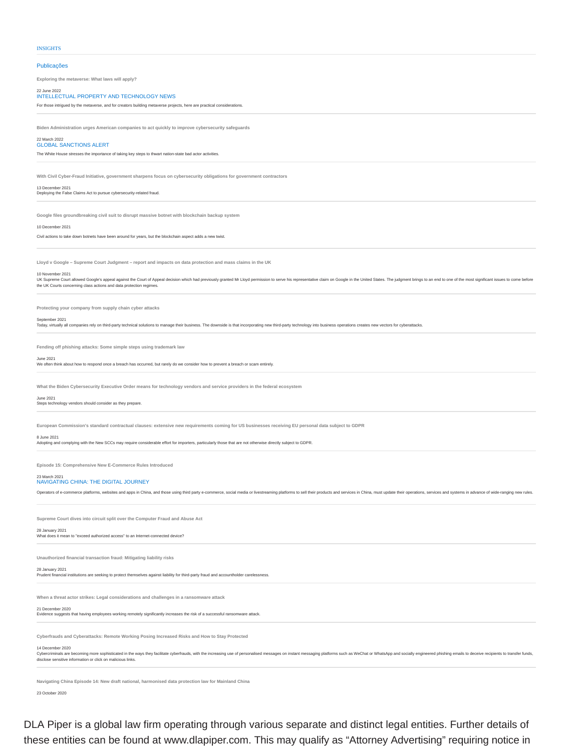INSIGHTS

## Publicações

**Exploring the metaverse: What laws will apply?**

22 June 2022
INTELLECTUAL PROPERTY AND TECHNOLOGY NEWS

For those intrigued by the metaverse, and for creators building metaverse projects, here are practical considerations.

---

**Biden Administration urges American companies to act quickly to improve cybersecurity safeguards**

22 March 2022
GLOBAL SANCTIONS ALERT

The White House stresses the importance of taking key steps to thwart nation-state bad actor activities.

---

**With Civil Cyber-Fraud Initiative, government sharpens focus on cybersecurity obligations for government contractors**

13 December 2021
Deploying the False Claims Act to pursue cybersecurity-related fraud.

---

**Google files groundbreaking civil suit to disrupt massive botnet with blockchain backup system**

10 December 2021

Civil actions to take down botnets have been around for years, but the blockchain aspect adds a new twist.

---

**Lloyd v Google – Supreme Court Judgment – report and impacts on data protection and mass claims in the UK**

10 November 2021
UK Supreme Court allowed Google's appeal against the Court of Appeal decision which had previously granted Mr Lloyd permission to serve his representative claim on Google in the United States. The judgment brings to an end to one of the most significant issues to come before the UK Courts concerning class actions and data protection regimes.

---

**Protecting your company from supply chain cyber attacks**

September 2021
Today, virtually all companies rely on third-party technical solutions to manage their business. The downside is that incorporating new third-party technology into business operations creates new vectors for cyberattacks.

---

**Fending off phishing attacks: Some simple steps using trademark law**

June 2021
We often think about how to respond once a breach has occurred, but rarely do we consider how to prevent a breach or scam entirely.

---

**What the Biden Cybersecurity Executive Order means for technology vendors and service providers in the federal ecosystem**

June 2021
Steps technology vendors should consider as they prepare.

---

**European Commission's standard contractual clauses: extensive new requirements coming for US businesses receiving EU personal data subject to GDPR**

8 June 2021
Adopting and complying with the New SCCs may require considerable effort for importers, particularly those that are not otherwise directly subject to GDPR.

---

**Episode 15: Comprehensive New E-Commerce Rules Introduced**

23 March 2021
NAVIGATING CHINA: THE DIGITAL JOURNEY

Operators of e-commerce platforms, websites and apps in China, and those using third party e-commerce, social media or livestreaming platforms to sell their products and services in China, must update their operations, services and systems in advance of wide-ranging new rules.

---

**Supreme Court dives into circuit split over the Computer Fraud and Abuse Act**

28 January 2021
What does it mean to "exceed authorized access" to an Internet-connected device?

---

**Unauthorized financial transaction fraud: Mitigating liability risks**

28 January 2021
Prudent financial institutions are seeking to protect themselves against liability for third-party fraud and accountholder carelessness.

---

**When a threat actor strikes: Legal considerations and challenges in a ransomware attack**

21 December 2020
Evidence suggests that having employees working remotely significantly increases the risk of a successful ransomware attack.

---

**Cyberfrauds and Cyberattacks: Remote Working Posing Increased Risks and How to Stay Protected**

14 December 2020
Cybercriminals are becoming more sophisticated in the ways they facilitate cyberfrauds, with the increasing use of personalised messages on instant messaging platforms such as WeChat or WhatsApp and socially engineered phishing emails to deceive recipients to transfer funds, disclose sensitive information or click on malicious links.

---

**Navigating China Episode 14: New draft national, harmonised data protection law for Mainland China**

23 October 2020

DLA Piper is a global law firm operating through various separate and distinct legal entities. Further details of these entities can be found at www.dlapiper.com. This may qualify as "Attorney Advertising" requiring notice in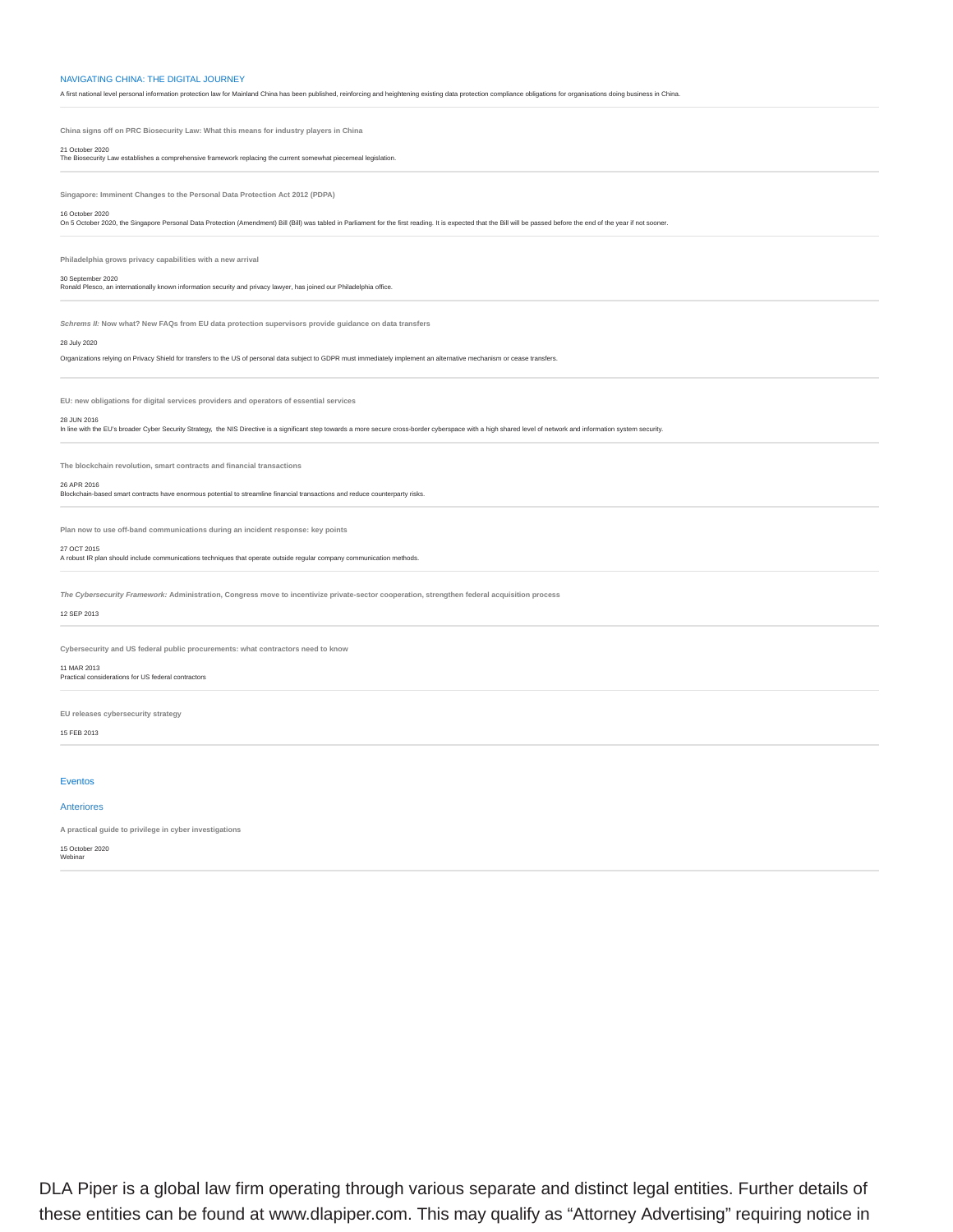NAVIGATING CHINA: THE DIGITAL JOURNEY

A first national level personal information protection law for Mainland China has been published, reinforcing and heightening existing data protection compliance obligations for organisations doing business in China.

**China signs off on PRC Biosecurity Law: What this means for industry players in China**

21 October 2020
The Biosecurity Law establishes a comprehensive framework replacing the current somewhat piecemeal legislation.

**Singapore: Imminent Changes to the Personal Data Protection Act 2012 (PDPA)**

16 October 2020
On 5 October 2020, the Singapore Personal Data Protection (Amendment) Bill (Bill) was tabled in Parliament for the first reading. It is expected that the Bill will be passed before the end of the year if not sooner.

**Philadelphia grows privacy capabilities with a new arrival**

30 September 2020
Ronald Plesco, an internationally known information security and privacy lawyer, has joined our Philadelphia office.

***Schrems II:* Now what? New FAQs from EU data protection supervisors provide guidance on data transfers**

28 July 2020

Organizations relying on Privacy Shield for transfers to the US of personal data subject to GDPR must immediately implement an alternative mechanism or cease transfers.

**EU: new obligations for digital services providers and operators of essential services**

28 JUN 2016
In line with the EU's broader Cyber Security Strategy, the NIS Directive is a significant step towards a more secure cross-border cyberspace with a high shared level of network and information system security.

**The blockchain revolution, smart contracts and financial transactions**

26 APR 2016
Blockchain-based smart contracts have enormous potential to streamline financial transactions and reduce counterparty risks.

**Plan now to use off-band communications during an incident response: key points**

27 OCT 2015
A robust IR plan should include communications techniques that operate outside regular company communication methods.

***The Cybersecurity Framework:* Administration, Congress move to incentivize private-sector cooperation, strengthen federal acquisition process**

12 SEP 2013

**Cybersecurity and US federal public procurements: what contractors need to know**

11 MAR 2013
Practical considerations for US federal contractors

**EU releases cybersecurity strategy**

15 FEB 2013

## Eventos

### Anteriores

**A practical guide to privilege in cyber investigations**

15 October 2020
Webinar

DLA Piper is a global law firm operating through various separate and distinct legal entities. Further details of these entities can be found at www.dlapiper.com. This may qualify as "Attorney Advertising" requiring notice in